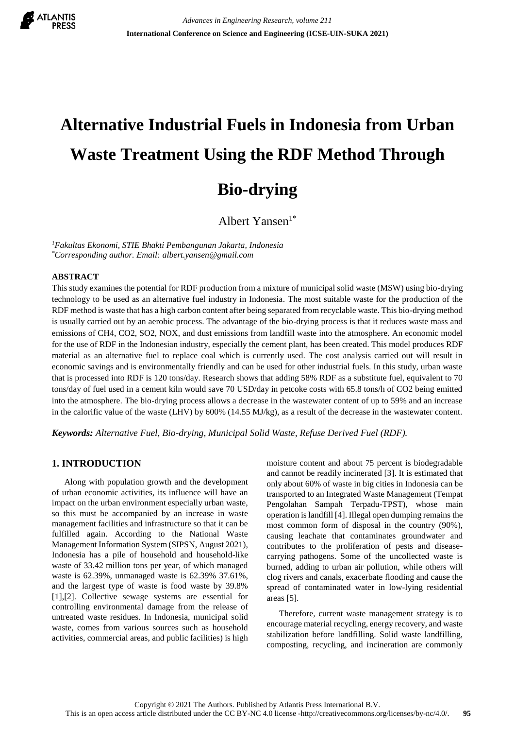# Alternative Industrial Fuels in Indonesia from Urban Waste Treatment Using the RDF Method Through Bio-drying

Albert Yansen[1*]

[1]*Fakultas Ekonomi, STIE Bhakti Pembangunan Jakarta, Indonesia*
[*]*Corresponding author. Email: albert.yansen@gmail.com*

## ABSTRACT

This study examines the potential for RDF production from a mixture of municipal solid waste (MSW) using bio-drying technology to be used as an alternative fuel industry in Indonesia. The most suitable waste for the production of the RDF method is waste that has a high carbon content after being separated from recyclable waste. This bio-drying method is usually carried out by an aerobic process. The advantage of the bio-drying process is that it reduces waste mass and emissions of CH4, CO2, SO2, NOX, and dust emissions from landfill waste into the atmosphere. An economic model for the use of RDF in the Indonesian industry, especially the cement plant, has been created. This model produces RDF material as an alternative fuel to replace coal which is currently used. The cost analysis carried out will result in economic savings and is environmentally friendly and can be used for other industrial fuels. In this study, urban waste that is processed into RDF is 120 tons/day. Research shows that adding 58% RDF as a substitute fuel, equivalent to 70 tons/day of fuel used in a cement kiln would save 70 USD/day in petcoke costs with 65.8 tons/h of CO2 being emitted into the atmosphere. The bio-drying process allows a decrease in the wastewater content of up to 59% and an increase in the calorific value of the waste (LHV) by 600% (14.55 MJ/kg), as a result of the decrease in the wastewater content.

***Keywords:*** *Alternative Fuel, Bio-drying, Municipal Solid Waste, Refuse Derived Fuel (RDF).*

## 1. INTRODUCTION

Along with population growth and the development of urban economic activities, its influence will have an impact on the urban environment especially urban waste, so this must be accompanied by an increase in waste management facilities and infrastructure so that it can be fulfilled again. According to the National Waste Management Information System (SIPSN, August 2021), Indonesia has a pile of household and household-like waste of 33.42 million tons per year, of which managed waste is 62.39%, unmanaged waste is 62.39% 37.61%, and the largest type of waste is food waste by 39.8% [1],[2]. Collective sewage systems are essential for controlling environmental damage from the release of untreated waste residues. In Indonesia, municipal solid waste, comes from various sources such as household activities, commercial areas, and public facilities) is high moisture content and about 75 percent is biodegradable and cannot be readily incinerated [3]. It is estimated that only about 60% of waste in big cities in Indonesia can be transported to an Integrated Waste Management (Tempat Pengolahan Sampah Terpadu-TPST), whose main operation is landfill [4]. Illegal open dumping remains the most common form of disposal in the country (90%), causing leachate that contaminates groundwater and contributes to the proliferation of pests and disease-carrying pathogens. Some of the uncollected waste is burned, adding to urban air pollution, while others will clog rivers and canals, exacerbate flooding and cause the spread of contaminated water in low-lying residential areas [5].

Therefore, current waste management strategy is to encourage material recycling, energy recovery, and waste stabilization before landfilling. Solid waste landfilling, composting, recycling, and incineration are commonly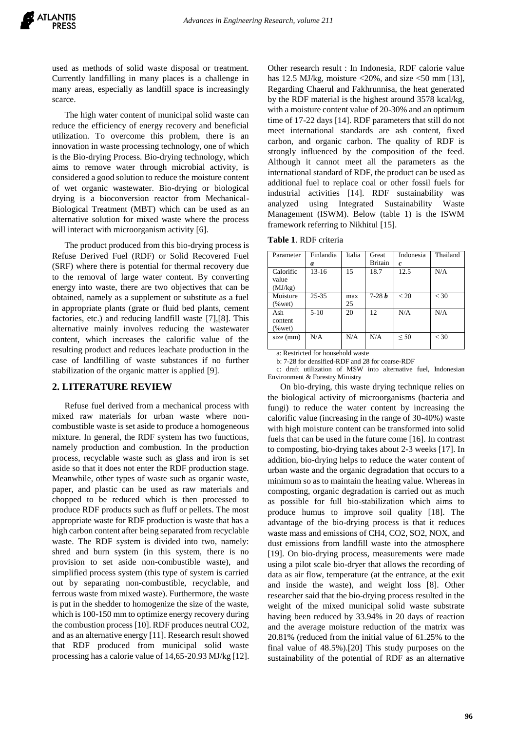used as methods of solid waste disposal or treatment. Currently landfilling in many places is a challenge in many areas, especially as landfill space is increasingly scarce.

The high water content of municipal solid waste can reduce the efficiency of energy recovery and beneficial utilization. To overcome this problem, there is an innovation in waste processing technology, one of which is the Bio-drying Process. Bio-drying technology, which aims to remove water through microbial activity, is considered a good solution to reduce the moisture content of wet organic wastewater. Bio-drying or biological drying is a bioconversion reactor from Mechanical-Biological Treatment (MBT) which can be used as an alternative solution for mixed waste where the process will interact with microorganism activity [6].

The product produced from this bio-drying process is Refuse Derived Fuel (RDF) or Solid Recovered Fuel (SRF) where there is potential for thermal recovery due to the removal of large water content. By converting energy into waste, there are two objectives that can be obtained, namely as a supplement or substitute as a fuel in appropriate plants (grate or fluid bed plants, cement factories, etc.) and reducing landfill waste [7],[8]. This alternative mainly involves reducing the wastewater content, which increases the calorific value of the resulting product and reduces leachate production in the case of landfilling of waste substances if no further stabilization of the organic matter is applied [9].

## 2. LITERATURE REVIEW

Refuse fuel derived from a mechanical process with mixed raw materials for urban waste where non-combustible waste is set aside to produce a homogeneous mixture. In general, the RDF system has two functions, namely production and combustion. In the production process, recyclable waste such as glass and iron is set aside so that it does not enter the RDF production stage. Meanwhile, other types of waste such as organic waste, paper, and plastic can be used as raw materials and chopped to be reduced which is then processed to produce RDF products such as fluff or pellets. The most appropriate waste for RDF production is waste that has a high carbon content after being separated from recyclable waste. The RDF system is divided into two, namely: shred and burn system (in this system, there is no provision to set aside non-combustible waste), and simplified process system (this type of system is carried out by separating non-combustible, recyclable, and ferrous waste from mixed waste). Furthermore, the waste is put in the shedder to homogenize the size of the waste, which is 100-150 mm to optimize energy recovery during the combustion process [10]. RDF produces neutral CO2, and as an alternative energy [11]. Research result showed that RDF produced from municipal solid waste processing has a calorie value of 14,65-20.93 MJ/kg [12]. Other research result : In Indonesia, RDF calorie value has 12.5 MJ/kg, moisture <20%, and size <50 mm [13], Regarding Chaerul and Fakhrunnisa, the heat generated by the RDF material is the highest around 3578 kcal/kg, with a moisture content value of 20-30% and an optimum time of 17-22 days [14]. RDF parameters that still do not meet international standards are ash content, fixed carbon, and organic carbon. The quality of RDF is strongly influenced by the composition of the feed. Although it cannot meet all the parameters as the international standard of RDF, the product can be used as additional fuel to replace coal or other fossil fuels for industrial activities [14]. RDF sustainability was analyzed using Integrated Sustainability Waste Management (ISWM). Below (table 1) is the ISWM framework referring to Nikhitul [15].

**Table 1**. RDF criteria

| Parameter | Finlandia *a* | Italia | Great Britain | Indonesia *c* | Thailand |
|---|---|---|---|---|---|
| Calorific value (MJ/kg) | 13-16 | 15 | 18.7 | 12.5 | N/A |
| Moisture (%wet) | 25-35 | max 25 | 7-28 ***b*** | < 20 | < 30 |
| Ash content (%wet) | 5-10 | 20 | 12 | N/A | N/A |
| size (mm) | N/A | N/A | N/A | ≤ 50 | < 30 |

a: Restricted for household waste

b: 7-28 for densified-RDF and 28 for coarse-RDF

c: draft utilization of MSW into alternative fuel, Indonesian Environment & Forestry Ministry

On bio-drying, this waste drying technique relies on the biological activity of microorganisms (bacteria and fungi) to reduce the water content by increasing the calorific value (increasing in the range of 30-40%) waste with high moisture content can be transformed into solid fuels that can be used in the future come [16]. In contrast to composting, bio-drying takes about 2-3 weeks [17]. In addition, bio-drying helps to reduce the water content of urban waste and the organic degradation that occurs to a minimum so as to maintain the heating value. Whereas in composting, organic degradation is carried out as much as possible for full bio-stabilization which aims to produce humus to improve soil quality [18]. The advantage of the bio-drying process is that it reduces waste mass and emissions of $CH_4$, $CO_2$, $SO_2$, $NO_X$, and dust emissions from landfill waste into the atmosphere [19]. On bio-drying process, measurements were made using a pilot scale bio-dryer that allows the recording of data as air flow, temperature (at the entrance, at the exit and inside the waste), and weight loss [8]. Other researcher said that the bio-drying process resulted in the weight of the mixed municipal solid waste substrate having been reduced by 33.94% in 20 days of reaction and the average moisture reduction of the matrix was 20.81% (reduced from the initial value of 61.25% to the final value of 48.5%).[20] This study purposes on the sustainability of the potential of RDF as an alternative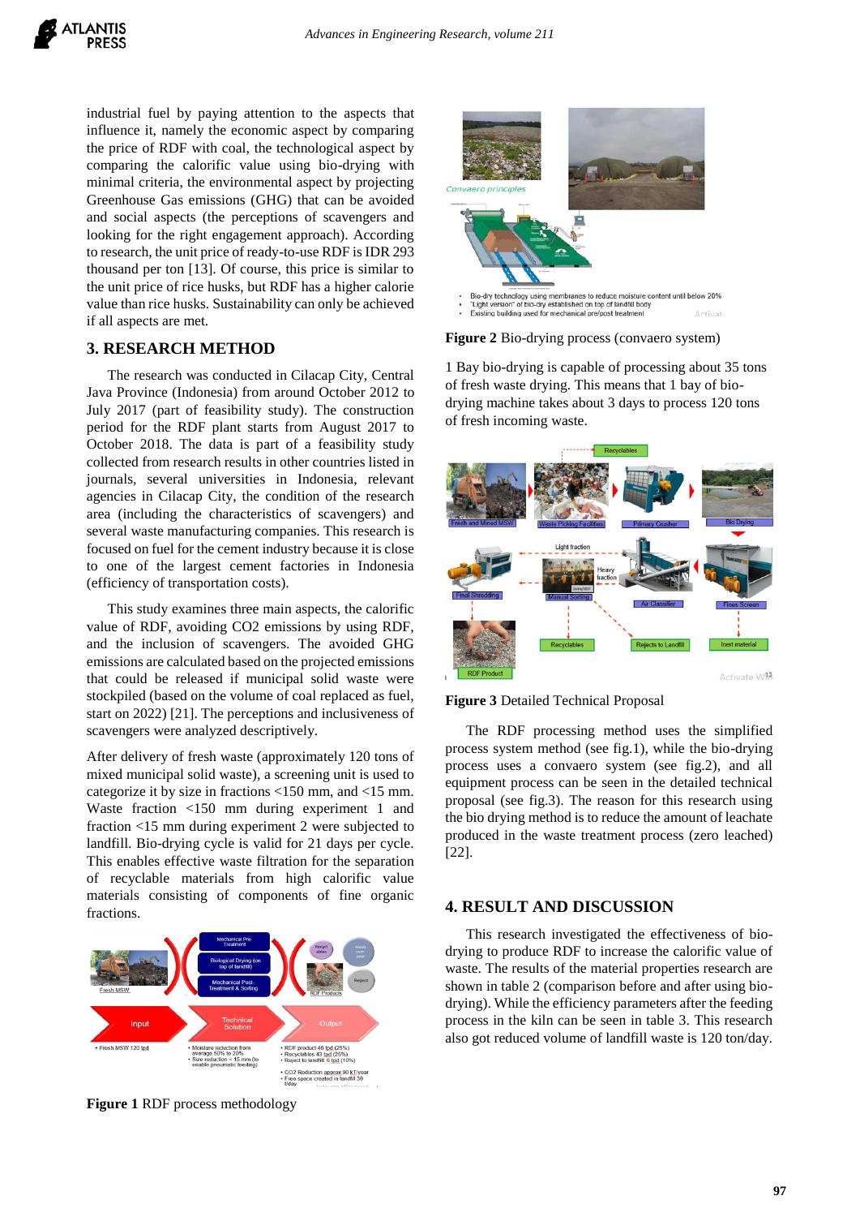industrial fuel by paying attention to the aspects that influence it, namely the economic aspect by comparing the price of RDF with coal, the technological aspect by comparing the calorific value using bio-drying with minimal criteria, the environmental aspect by projecting Greenhouse Gas emissions (GHG) that can be avoided and social aspects (the perceptions of scavengers and looking for the right engagement approach). According to research, the unit price of ready-to-use RDF is IDR 293 thousand per ton [13]. Of course, this price is similar to the unit price of rice husks, but RDF has a higher calorie value than rice husks. Sustainability can only be achieved if all aspects are met.

## 3. RESEARCH METHOD

The research was conducted in Cilacap City, Central Java Province (Indonesia) from around October 2012 to July 2017 (part of feasibility study). The construction period for the RDF plant starts from August 2017 to October 2018. The data is part of a feasibility study collected from research results in other countries listed in journals, several universities in Indonesia, relevant agencies in Cilacap City, the condition of the research area (including the characteristics of scavengers) and several waste manufacturing companies. This research is focused on fuel for the cement industry because it is close to one of the largest cement factories in Indonesia (efficiency of transportation costs).

This study examines three main aspects, the calorific value of RDF, avoiding CO2 emissions by using RDF, and the inclusion of scavengers. The avoided GHG emissions are calculated based on the projected emissions that could be released if municipal solid waste were stockpiled (based on the volume of coal replaced as fuel, start on 2022) [21]. The perceptions and inclusiveness of scavengers were analyzed descriptively.

After delivery of fresh waste (approximately 120 tons of mixed municipal solid waste), a screening unit is used to categorize it by size in fractions <150 mm, and <15 mm. Waste fraction <150 mm during experiment 1 and fraction <15 mm during experiment 2 were subjected to landfill. Bio-drying cycle is valid for 21 days per cycle. This enables effective waste filtration for the separation of recyclable materials from high calorific value materials consisting of components of fine organic fractions.

**Figure 1** RDF process methodology

**Figure 2** Bio-drying process (convaero system)

1 Bay bio-drying is capable of processing about 35 tons of fresh waste drying. This means that 1 bay of bio-drying machine takes about 3 days to process 120 tons of fresh incoming waste.

**Figure 3** Detailed Technical Proposal

The RDF processing method uses the simplified process system method (see fig.1), while the bio-drying process uses a convaero system (see fig.2), and all equipment process can be seen in the detailed technical proposal (see fig.3). The reason for this research using the bio drying method is to reduce the amount of leachate produced in the waste treatment process (zero leached) [22].

## 4. RESULT AND DISCUSSION

This research investigated the effectiveness of bio-drying to produce RDF to increase the calorific value of waste. The results of the material properties research are shown in table 2 (comparison before and after using bio-drying). While the efficiency parameters after the feeding process in the kiln can be seen in table 3. This research also got reduced volume of landfill waste is 120 ton/day.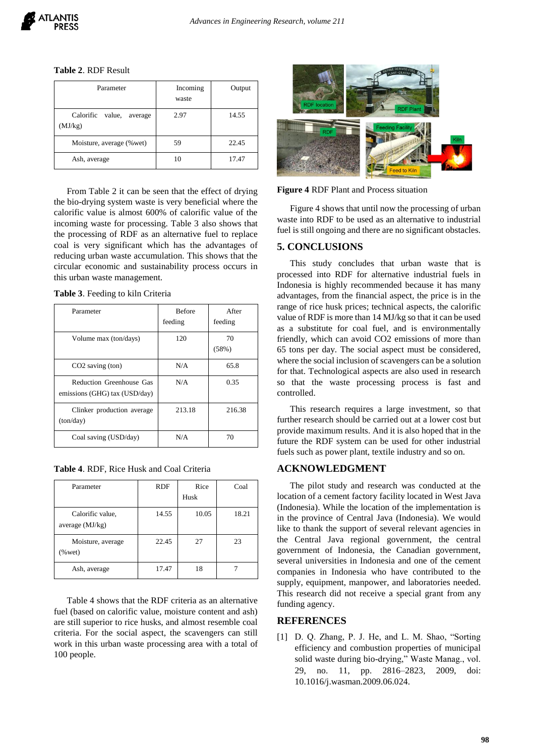**Table 2**. RDF Result

| Parameter | Incoming waste | Output |
|---|---|---|
| Calorific value, average (MJ/kg) | 2.97 | 14.55 |
| Moisture, average (%wet) | 59 | 22.45 |
| Ash, average | 10 | 17.47 |

From Table 2 it can be seen that the effect of drying the bio-drying system waste is very beneficial where the calorific value is almost 600% of calorific value of the incoming waste for processing. Table 3 also shows that the processing of RDF as an alternative fuel to replace coal is very significant which has the advantages of reducing urban waste accumulation. This shows that the circular economic and sustainability process occurs in this urban waste management.

**Table 3**. Feeding to kiln Criteria

| Parameter | Before feeding | After feeding |
|---|---|---|
| Volume max (ton/days) | 120 | 70 (58%) |
| CO2 saving (ton) | N/A | 65.8 |
| Reduction Greenhouse Gas emissions (GHG) tax (USD/day) | N/A | 0.35 |
| Clinker production average (ton/day) | 213.18 | 216.38 |
| Coal saving (USD/day) | N/A | 70 |

**Table 4**. RDF, Rice Husk and Coal Criteria

| Parameter | RDF | Rice Husk | Coal |
|---|---|---|---|
| Calorific value, average (MJ/kg) | 14.55 | 10.05 | 18.21 |
| Moisture, average (%wet) | 22.45 | 27 | 23 |
| Ash, average | 17.47 | 18 | 7 |

Table 4 shows that the RDF criteria as an alternative fuel (based on calorific value, moisture content and ash) are still superior to rice husks, and almost resemble coal criteria. For the social aspect, the scavengers can still work in this urban waste processing area with a total of 100 people.

**Figure 4** RDF Plant and Process situation

Figure 4 shows that until now the processing of urban waste into RDF to be used as an alternative to industrial fuel is still ongoing and there are no significant obstacles.

## 5. CONCLUSIONS

This study concludes that urban waste that is processed into RDF for alternative industrial fuels in Indonesia is highly recommended because it has many advantages, from the financial aspect, the price is in the range of rice husk prices; technical aspects, the calorific value of RDF is more than 14 MJ/kg so that it can be used as a substitute for coal fuel, and is environmentally friendly, which can avoid CO2 emissions of more than 65 tons per day. The social aspect must be considered, where the social inclusion of scavengers can be a solution for that. Technological aspects are also used in research so that the waste processing process is fast and controlled.

This research requires a large investment, so that further research should be carried out at a lower cost but provide maximum results. And it is also hoped that in the future the RDF system can be used for other industrial fuels such as power plant, textile industry and so on.

## ACKNOWLEDGMENT

The pilot study and research was conducted at the location of a cement factory facility located in West Java (Indonesia). While the location of the implementation is in the province of Central Java (Indonesia). We would like to thank the support of several relevant agencies in the Central Java regional government, the central government of Indonesia, the Canadian government, several universities in Indonesia and one of the cement companies in Indonesia who have contributed to the supply, equipment, manpower, and laboratories needed. This research did not receive a special grant from any funding agency.

## REFERENCES

[1] D. Q. Zhang, P. J. He, and L. M. Shao, "Sorting efficiency and combustion properties of municipal solid waste during bio-drying," Waste Manag., vol. 29, no. 11, pp. 2816–2823, 2009, doi: 10.1016/j.wasman.2009.06.024.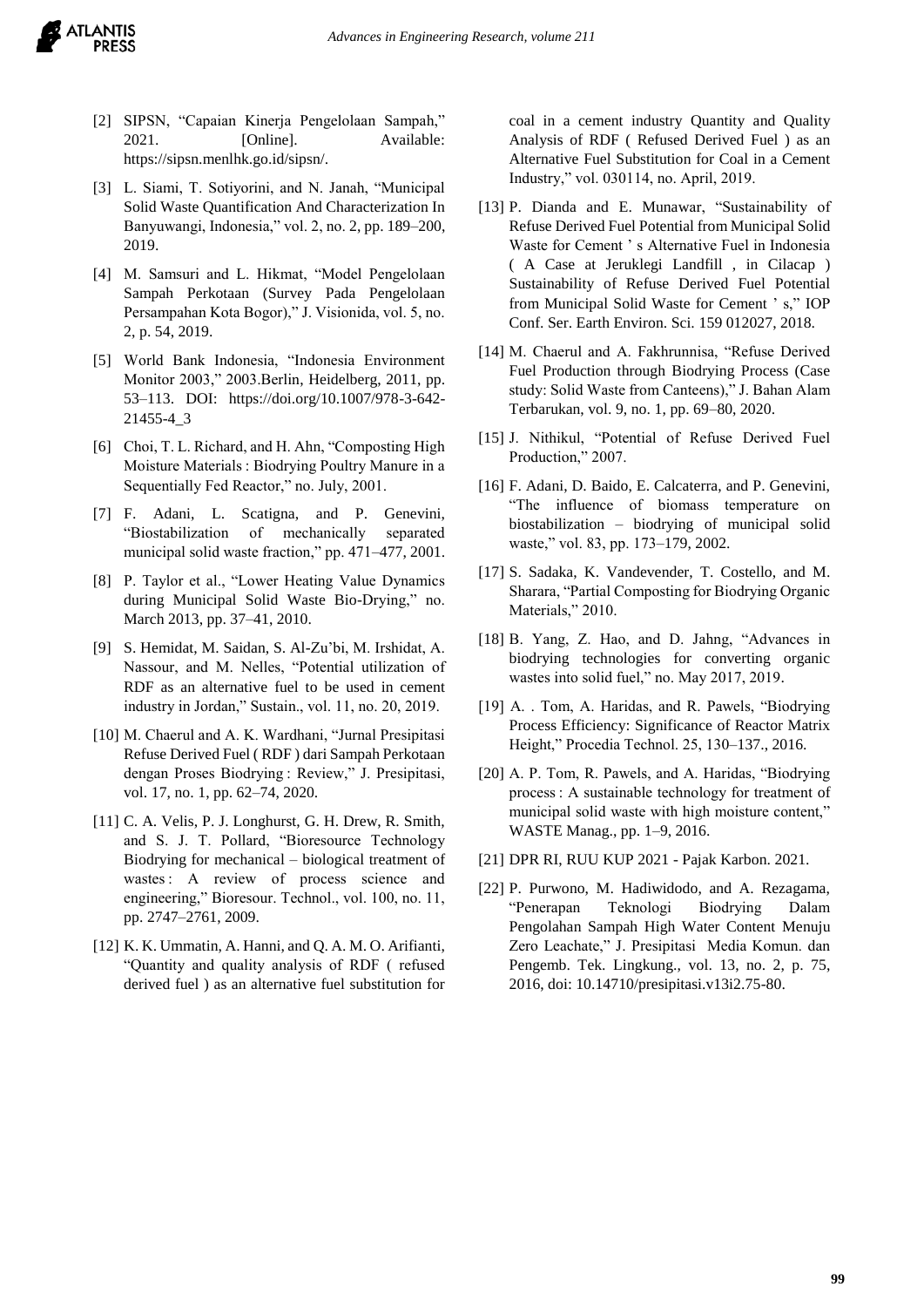[2] SIPSN, "Capaian Kinerja Pengelolaan Sampah," 2021. [Online]. Available: https://sipsn.menlhk.go.id/sipsn/.

[3] L. Siami, T. Sotiyorini, and N. Janah, "Municipal Solid Waste Quantification And Characterization In Banyuwangi, Indonesia," vol. 2, no. 2, pp. 189–200, 2019.

[4] M. Samsuri and L. Hikmat, "Model Pengelolaan Sampah Perkotaan (Survey Pada Pengelolaan Persampahan Kota Bogor)," J. Visionida, vol. 5, no. 2, p. 54, 2019.

[5] World Bank Indonesia, "Indonesia Environment Monitor 2003," 2003.Berlin, Heidelberg, 2011, pp. 53–113. DOI: https://doi.org/10.1007/978-3-642-21455-4_3

[6] Choi, T. L. Richard, and H. Ahn, "Composting High Moisture Materials : Biodrying Poultry Manure in a Sequentially Fed Reactor," no. July, 2001.

[7] F. Adani, L. Scatigna, and P. Genevini, "Biostabilization of mechanically separated municipal solid waste fraction," pp. 471–477, 2001.

[8] P. Taylor et al., "Lower Heating Value Dynamics during Municipal Solid Waste Bio-Drying," no. March 2013, pp. 37–41, 2010.

[9] S. Hemidat, M. Saidan, S. Al-Zu'bi, M. Irshidat, A. Nassour, and M. Nelles, "Potential utilization of RDF as an alternative fuel to be used in cement industry in Jordan," Sustain., vol. 11, no. 20, 2019.

[10] M. Chaerul and A. K. Wardhani, "Jurnal Presipitasi Refuse Derived Fuel ( RDF ) dari Sampah Perkotaan dengan Proses Biodrying : Review," J. Presipitasi, vol. 17, no. 1, pp. 62–74, 2020.

[11] C. A. Velis, P. J. Longhurst, G. H. Drew, R. Smith, and S. J. T. Pollard, "Bioresource Technology Biodrying for mechanical – biological treatment of wastes : A review of process science and engineering," Bioresour. Technol., vol. 100, no. 11, pp. 2747–2761, 2009.

[12] K. K. Ummatin, A. Hanni, and Q. A. M. O. Arifianti, "Quantity and quality analysis of RDF ( refused derived fuel ) as an alternative fuel substitution for coal in a cement industry Quantity and Quality Analysis of RDF ( Refused Derived Fuel ) as an Alternative Fuel Substitution for Coal in a Cement Industry," vol. 030114, no. April, 2019.

[13] P. Dianda and E. Munawar, "Sustainability of Refuse Derived Fuel Potential from Municipal Solid Waste for Cement ' s Alternative Fuel in Indonesia ( A Case at Jeruklegi Landfill , in Cilacap ) Sustainability of Refuse Derived Fuel Potential from Municipal Solid Waste for Cement ' s," IOP Conf. Ser. Earth Environ. Sci. 159 012027, 2018.

[14] M. Chaerul and A. Fakhrunnisa, "Refuse Derived Fuel Production through Biodrying Process (Case study: Solid Waste from Canteens)," J. Bahan Alam Terbarukan, vol. 9, no. 1, pp. 69–80, 2020.

[15] J. Nithikul, "Potential of Refuse Derived Fuel Production," 2007.

[16] F. Adani, D. Baido, E. Calcaterra, and P. Genevini, "The influence of biomass temperature on biostabilization – biodrying of municipal solid waste," vol. 83, pp. 173–179, 2002.

[17] S. Sadaka, K. Vandevender, T. Costello, and M. Sharara, "Partial Composting for Biodrying Organic Materials," 2010.

[18] B. Yang, Z. Hao, and D. Jahng, "Advances in biodrying technologies for converting organic wastes into solid fuel," no. May 2017, 2019.

[19] A. . Tom, A. Haridas, and R. Pawels, "Biodrying Process Efficiency: Significance of Reactor Matrix Height," Procedia Technol. 25, 130–137., 2016.

[20] A. P. Tom, R. Pawels, and A. Haridas, "Biodrying process : A sustainable technology for treatment of municipal solid waste with high moisture content," WASTE Manag., pp. 1–9, 2016.

[21] DPR RI, RUU KUP 2021 - Pajak Karbon. 2021.

[22] P. Purwono, M. Hadiwidodo, and A. Rezagama, "Penerapan Teknologi Biodrying Dalam Pengolahan Sampah High Water Content Menuju Zero Leachate," J. Presipitasi Media Komun. dan Pengemb. Tek. Lingkung., vol. 13, no. 2, p. 75, 2016, doi: 10.14710/presipitasi.v13i2.75-80.